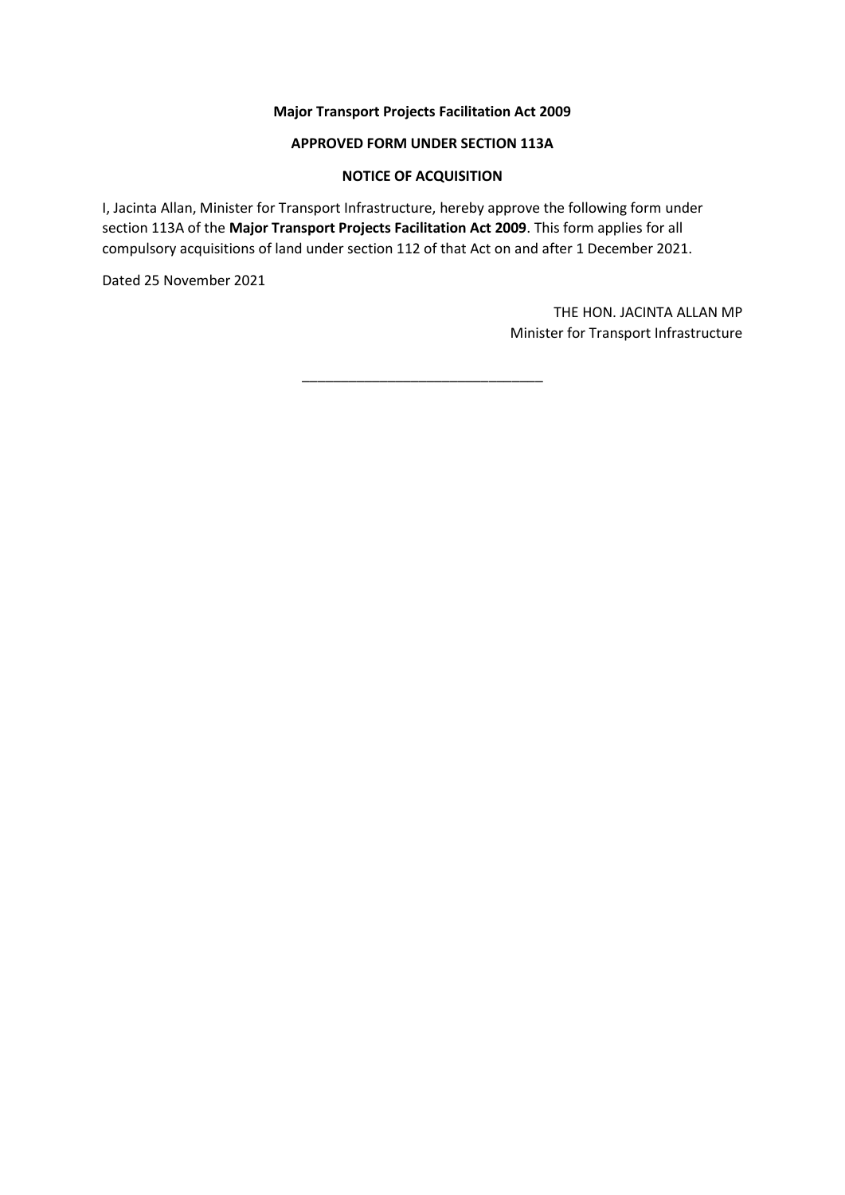**Major Transport Projects Facilitation Act 2009**

**APPROVED FORM UNDER SECTION 113A**

**NOTICE OF ACQUISITION**

I, Jacinta Allan, Minister for Transport Infrastructure, hereby approve the following form under section 113A of the **Major Transport Projects Facilitation Act 2009**. This form applies for all compulsory acquisitions of land under section 112 of that Act on and after 1 December 2021.

Dated 25 November 2021

THE HON. JACINTA ALLAN MP
Minister for Transport Infrastructure

---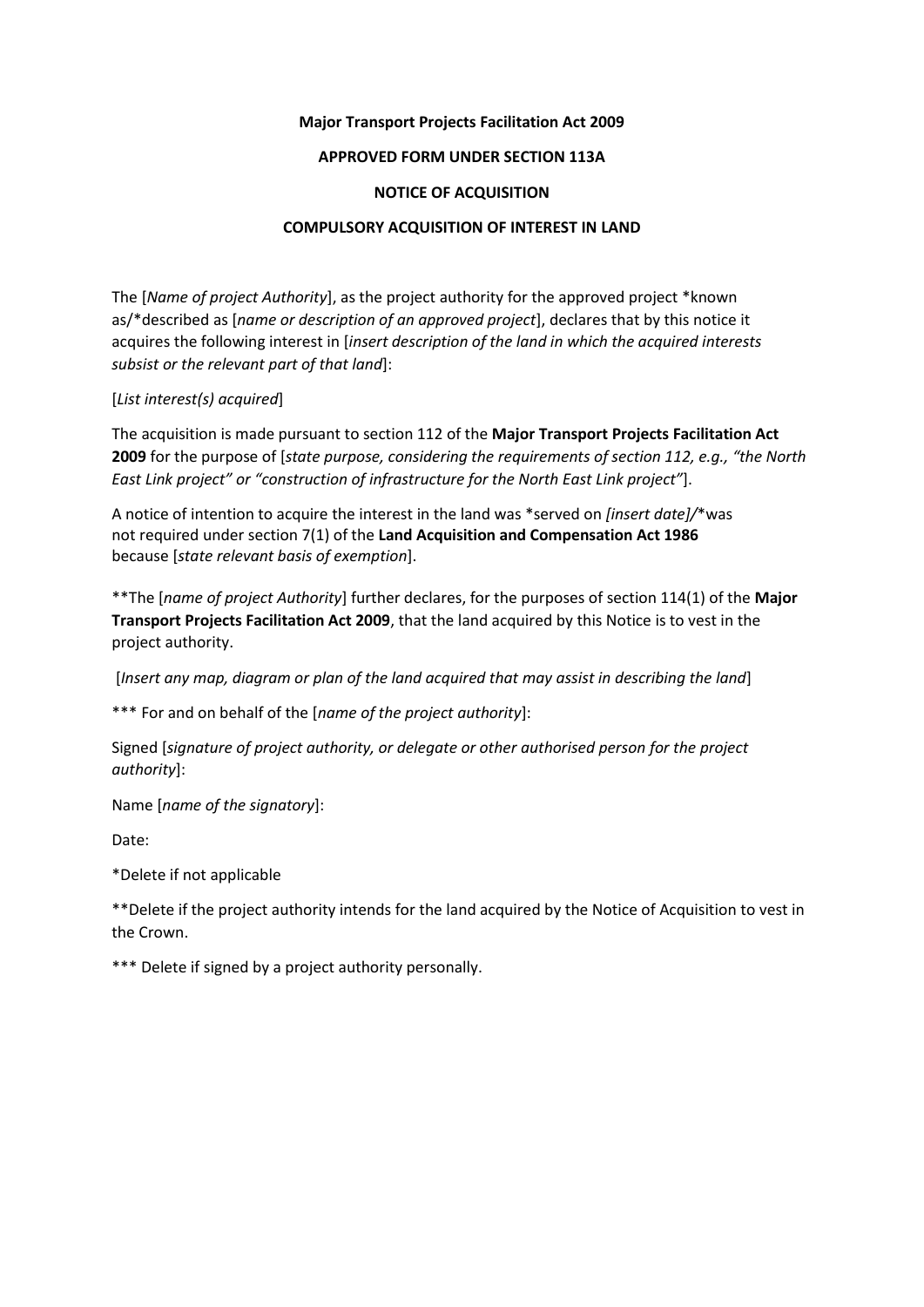**Major Transport Projects Facilitation Act 2009**

**APPROVED FORM UNDER SECTION 113A**

**NOTICE OF ACQUISITION**

**COMPULSORY ACQUISITION OF INTEREST IN LAND**

The [*Name of project Authority*], as the project authority for the approved project *known as/*described as [*name or description of an approved project*], declares that by this notice it acquires the following interest in [*insert description of the land in which the acquired interests subsist or the relevant part of that land*]:

[*List interest(s) acquired*]

The acquisition is made pursuant to section 112 of the **Major Transport Projects Facilitation Act 2009** for the purpose of [*state purpose, considering the requirements of section 112, e.g., "the North East Link project" or "construction of infrastructure for the North East Link project"*].

A notice of intention to acquire the interest in the land was *served on *[insert date]*/*was not required under section 7(1) of the **Land Acquisition and Compensation Act 1986** because [*state relevant basis of exemption*].

**The [*name of project Authority*] further declares, for the purposes of section 114(1) of the **Major Transport Projects Facilitation Act 2009**, that the land acquired by this Notice is to vest in the project authority.

[*Insert any map, diagram or plan of the land acquired that may assist in describing the land*]

*** For and on behalf of the [*name of the project authority*]:

Signed [*signature of project authority, or delegate or other authorised person for the project authority*]:

Name [*name of the signatory*]:

Date:

*Delete if not applicable

**Delete if the project authority intends for the land acquired by the Notice of Acquisition to vest in the Crown.

*** Delete if signed by a project authority personally.